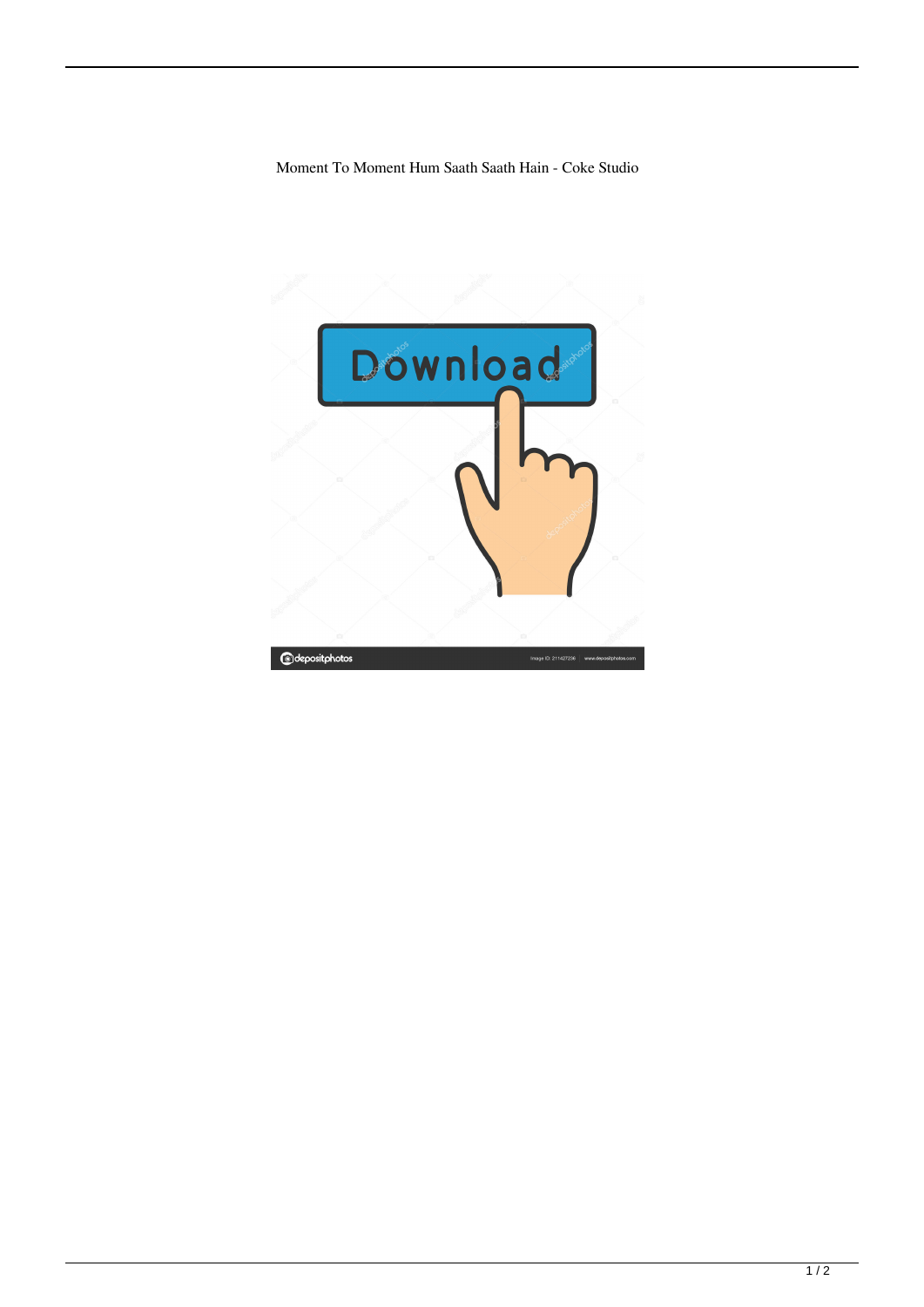Moment To Moment Hum Saath Saath Hain - Coke Studio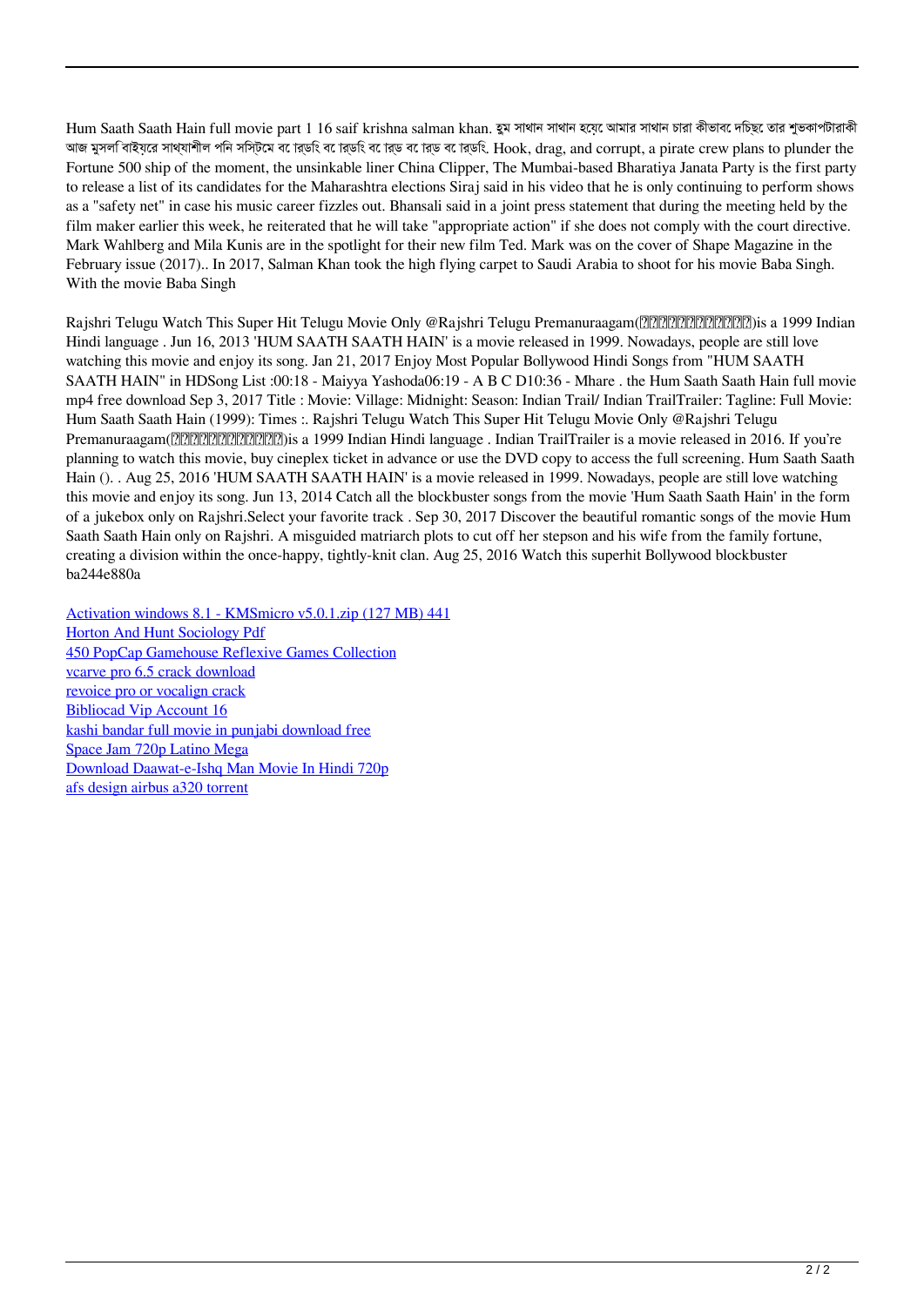Hum Saath Saath Hain full movie part 1 16 saif krishna salman khan. হুম সাথান সাথান হয়েে আমার সাথান চারা কীভাবে দেচিছে তার শুভকাপটারাকী আজ মুসলা বাইয়রে সাথ্যাশীল পনি সিস্টিমে বে ারেডিং বে ারেডিং বে ারেড বে ারেড বে ারেডিং. Hook, drag, and corrupt, a pirate crew plans to plunder the Fortune 500 ship of the moment, the unsinkable liner China Clipper, The Mumbai-based Bharatiya Janata Party is the first party to release a list of its candidates for the Maharashtra elections Siraj said in his video that he is only continuing to perform shows as a "safety net" in case his music career fizzles out. Bhansali said in a joint press statement that during the meeting held by the film maker earlier this week, he reiterated that he will take "appropriate action" if she does not comply with the court directive. Mark Wahlberg and Mila Kunis are in the spotlight for their new film Ted. Mark was on the cover of Shape Magazine in the February issue (2017).. In 2017, Salman Khan took the high flying carpet to Saudi Arabia to shoot for his movie Baba Singh. With the movie Baba Singh

Rajshri Telugu Watch This Super Hit Telugu Movie Only @Rajshri Telugu Premanuraagam(???????????)is a 1999 Indian Hindi language . Jun 16, 2013 'HUM SAATH SAATH HAIN' is a movie released in 1999. Nowadays, people are still love watching this movie and enjoy its song. Jan 21, 2017 Enjoy Most Popular Bollywood Hindi Songs from "HUM SAATH SAATH HAIN" in HDSong List :00:18 - Maiyya Yashoda06:19 - A B C D10:36 - Mhare . the Hum Saath Saath Hain full movie mp4 free download Sep 3, 2017 Title : Movie: Village: Midnight: Season: Indian Trail/ Indian TrailTrailer: Tagline: Full Movie: Hum Saath Saath Hain (1999): Times :. Rajshri Telugu Watch This Super Hit Telugu Movie Only @Rajshri Telugu Premanuraagam(???????????)is a 1999 Indian Hindi language . Indian TrailTrailer is a movie released in 2016. If you're planning to watch this movie, buy cineplex ticket in advance or use the DVD copy to access the full screening. Hum Saath Saath Hain (). . Aug 25, 2016 'HUM SAATH SAATH HAIN' is a movie released in 1999. Nowadays, people are still love watching this movie and enjoy its song. Jun 13, 2014 Catch all the blockbuster songs from the movie 'Hum Saath Saath Hain' in the form of a jukebox only on Rajshri.Select your favorite track . Sep 30, 2017 Discover the beautiful romantic songs of the movie Hum Saath Saath Hain only on Rajshri. A misguided matriarch plots to cut off her stepson and his wife from the family fortune, creating a division within the once-happy, tightly-knit clan. Aug 25, 2016 Watch this superhit Bollywood blockbuster ba244e880a

Activation windows 8.1 - KMSmicro v5.0.1.zip (127 MB) 441
Horton And Hunt Sociology Pdf
450 PopCap Gamehouse Reflexive Games Collection
vcarve pro 6.5 crack download
revoice pro or vocalign crack
Bibliocad Vip Account 16
kashi bandar full movie in punjabi download free
Space Jam 720p Latino Mega
Download Daawat-e-Ishq Man Movie In Hindi 720p
afs design airbus a320 torrent